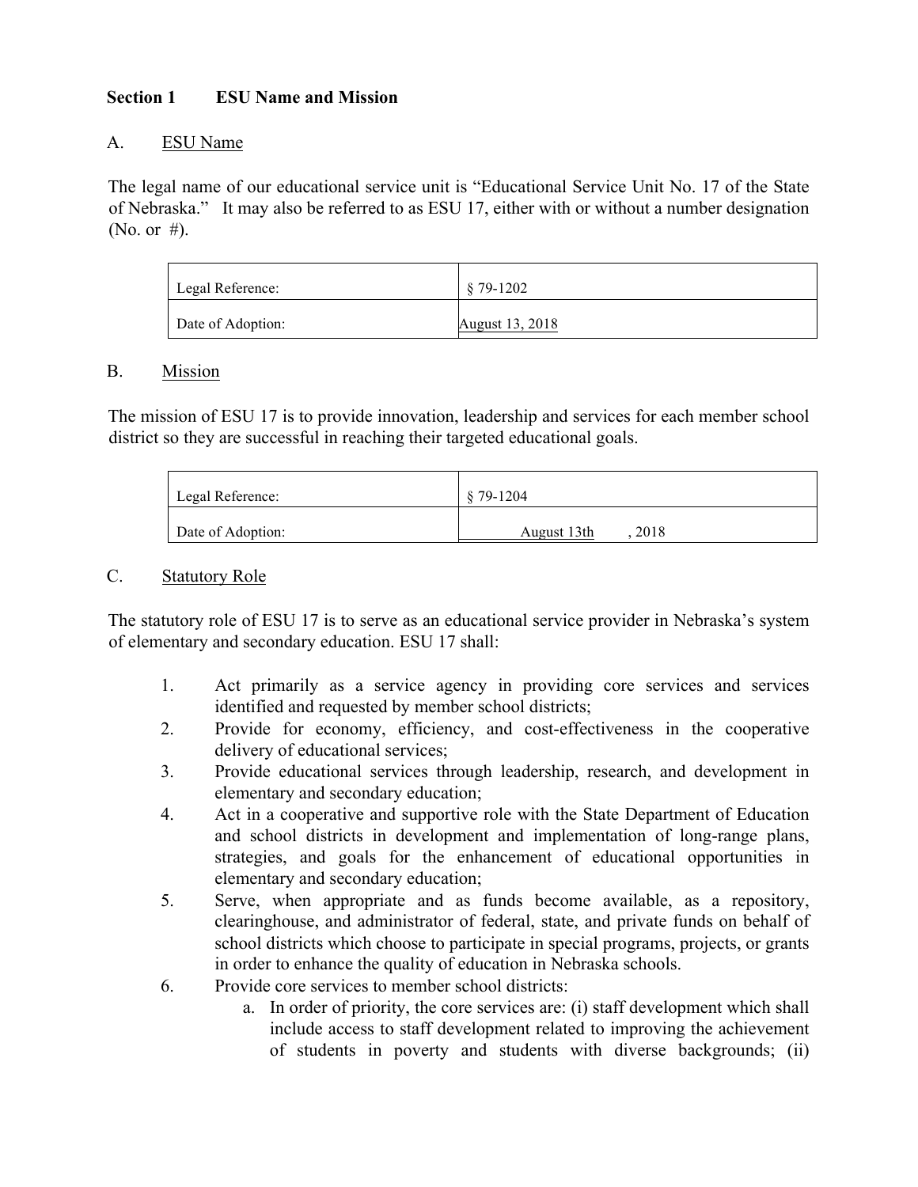## Section 1 ESU Name and Mission

### A. ESU Name

The legal name of our educational service unit is "Educational Service Unit No. 17 of the State of Nebraska." It may also be referred to as ESU 17, either with or without a number designation (No. or #).

| Legal Reference: | § 79-1202 |
|---|---|
| Date of Adoption: | August 13, 2018 |

### B. Mission

The mission of ESU 17 is to provide innovation, leadership and services for each member school district so they are successful in reaching their targeted educational goals.

| Legal Reference: | § 79-1204 |
|---|---|
| Date of Adoption: | August 13th , 2018 |

### C. Statutory Role

The statutory role of ESU 17 is to serve as an educational service provider in Nebraska's system of elementary and secondary education. ESU 17 shall:

1. Act primarily as a service agency in providing core services and services identified and requested by member school districts;
2. Provide for economy, efficiency, and cost-effectiveness in the cooperative delivery of educational services;
3. Provide educational services through leadership, research, and development in elementary and secondary education;
4. Act in a cooperative and supportive role with the State Department of Education and school districts in development and implementation of long-range plans, strategies, and goals for the enhancement of educational opportunities in elementary and secondary education;
5. Serve, when appropriate and as funds become available, as a repository, clearinghouse, and administrator of federal, state, and private funds on behalf of school districts which choose to participate in special programs, projects, or grants in order to enhance the quality of education in Nebraska schools.
6. Provide core services to member school districts:
   a. In order of priority, the core services are: (i) staff development which shall include access to staff development related to improving the achievement of students in poverty and students with diverse backgrounds; (ii)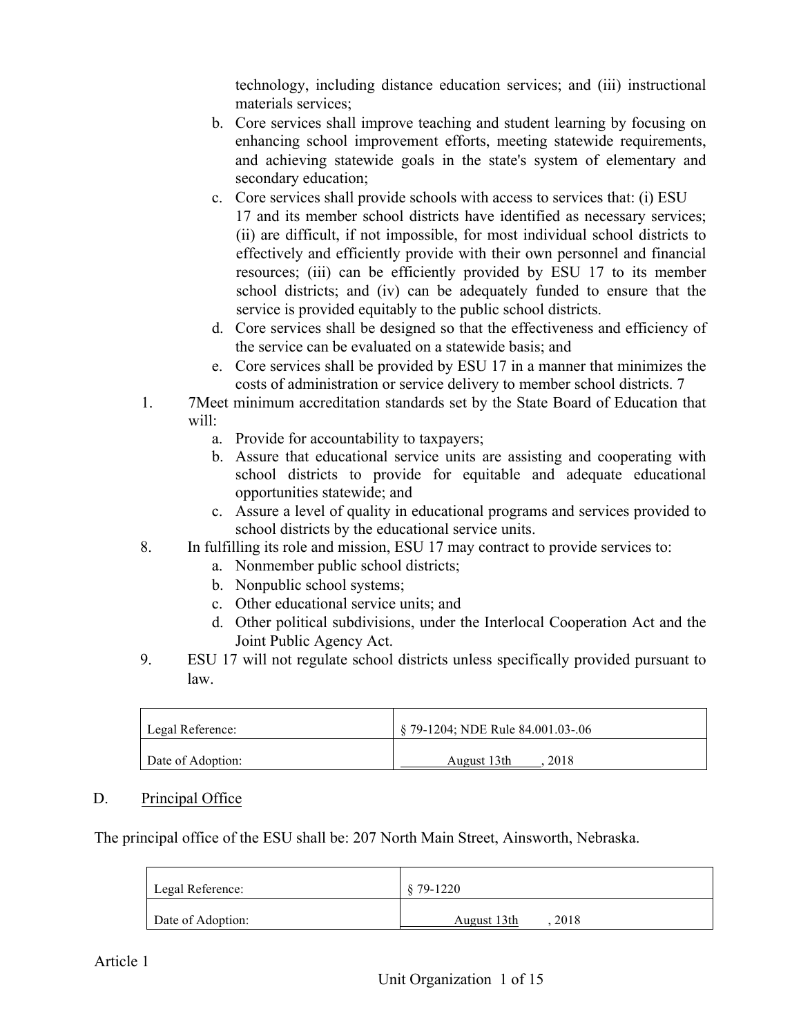technology, including distance education services; and (iii) instructional materials services;

b. Core services shall improve teaching and student learning by focusing on enhancing school improvement efforts, meeting statewide requirements, and achieving statewide goals in the state's system of elementary and secondary education;
c. Core services shall provide schools with access to services that: (i) ESU 17 and its member school districts have identified as necessary services; (ii) are difficult, if not impossible, for most individual school districts to effectively and efficiently provide with their own personnel and financial resources; (iii) can be efficiently provided by ESU 17 to its member school districts; and (iv) can be adequately funded to ensure that the service is provided equitably to the public school districts.
d. Core services shall be designed so that the effectiveness and efficiency of the service can be evaluated on a statewide basis; and
e. Core services shall be provided by ESU 17 in a manner that minimizes the costs of administration or service delivery to member school districts. 7

1. 7Meet minimum accreditation standards set by the State Board of Education that will:
   a. Provide for accountability to taxpayers;
   b. Assure that educational service units are assisting and cooperating with school districts to provide for equitable and adequate educational opportunities statewide; and
   c. Assure a level of quality in educational programs and services provided to school districts by the educational service units.
8. In fulfilling its role and mission, ESU 17 may contract to provide services to:
   a. Nonmember public school districts;
   b. Nonpublic school systems;
   c. Other educational service units; and
   d. Other political subdivisions, under the Interlocal Cooperation Act and the Joint Public Agency Act.
9. ESU 17 will not regulate school districts unless specifically provided pursuant to law.

| Legal Reference: | § 79-1204; NDE Rule 84.001.03-.06 |
|---|---|
| Date of Adoption: | August 13th , 2018 |

## D. Principal Office

The principal office of the ESU shall be: 207 North Main Street, Ainsworth, Nebraska.

| Legal Reference: | § 79-1220 |
|---|---|
| Date of Adoption: | August 13th , 2018 |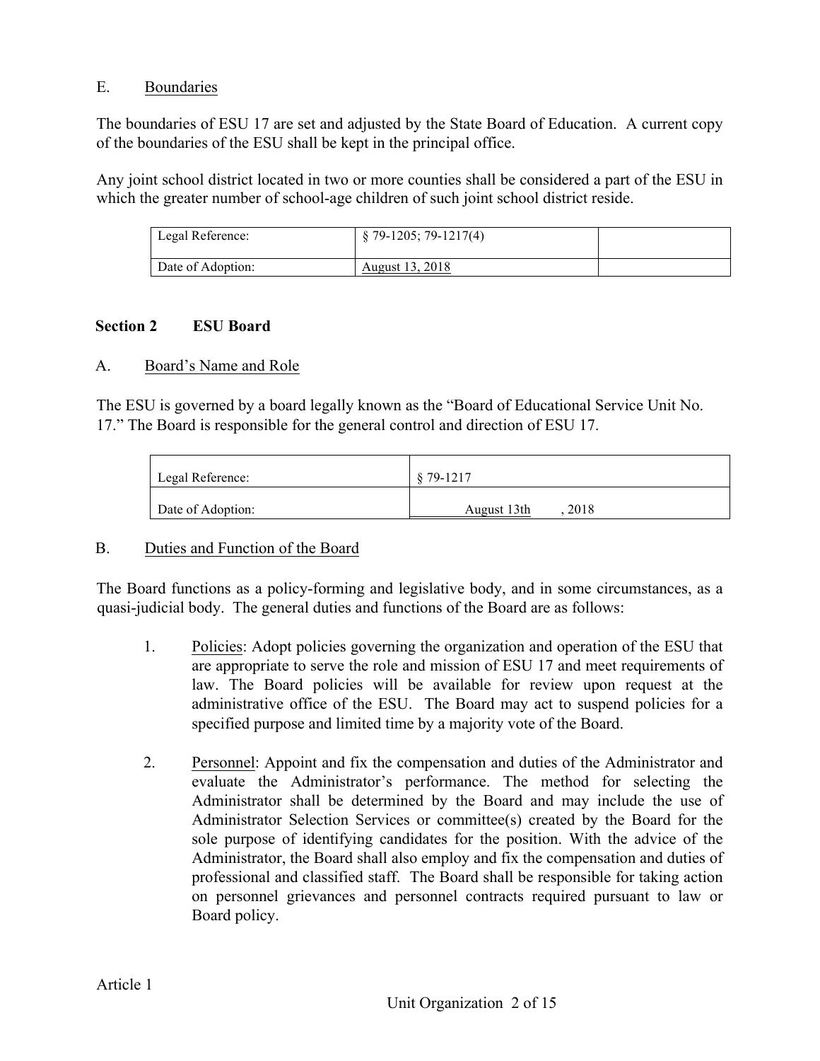E. Boundaries

The boundaries of ESU 17 are set and adjusted by the State Board of Education. A current copy of the boundaries of the ESU shall be kept in the principal office.

Any joint school district located in two or more counties shall be considered a part of the ESU in which the greater number of school-age children of such joint school district reside.

| Legal Reference: | § 79-1205; 79-1217(4) | |
|---|---|---|
| Date of Adoption: | August 13, 2018 | |

**Section 2 ESU Board**

A. Board's Name and Role

The ESU is governed by a board legally known as the "Board of Educational Service Unit No. 17." The Board is responsible for the general control and direction of ESU 17.

| Legal Reference: | § 79-1217 |
|---|---|
| Date of Adoption: | August 13th , 2018 |

B. Duties and Function of the Board

The Board functions as a policy-forming and legislative body, and in some circumstances, as a quasi-judicial body. The general duties and functions of the Board are as follows:

1. Policies: Adopt policies governing the organization and operation of the ESU that are appropriate to serve the role and mission of ESU 17 and meet requirements of law. The Board policies will be available for review upon request at the administrative office of the ESU. The Board may act to suspend policies for a specified purpose and limited time by a majority vote of the Board.

2. Personnel: Appoint and fix the compensation and duties of the Administrator and evaluate the Administrator's performance. The method for selecting the Administrator shall be determined by the Board and may include the use of Administrator Selection Services or committee(s) created by the Board for the sole purpose of identifying candidates for the position. With the advice of the Administrator, the Board shall also employ and fix the compensation and duties of professional and classified staff. The Board shall be responsible for taking action on personnel grievances and personnel contracts required pursuant to law or Board policy.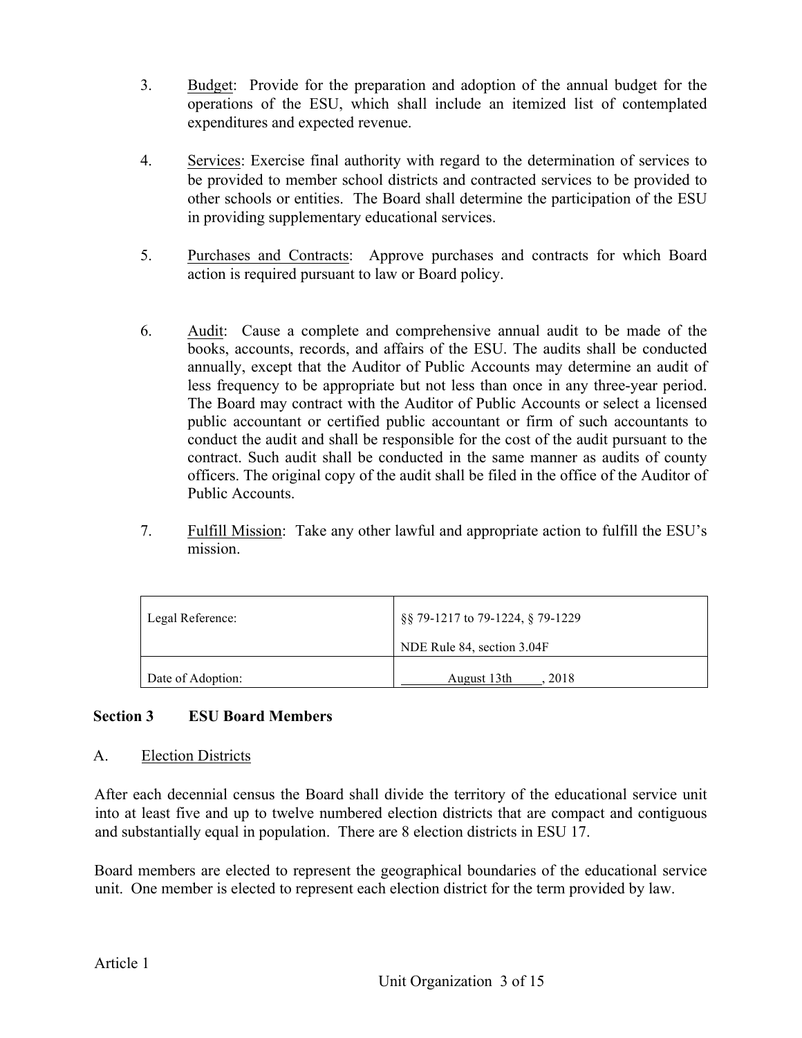3. Budget: Provide for the preparation and adoption of the annual budget for the operations of the ESU, which shall include an itemized list of contemplated expenditures and expected revenue.

4. Services: Exercise final authority with regard to the determination of services to be provided to member school districts and contracted services to be provided to other schools or entities. The Board shall determine the participation of the ESU in providing supplementary educational services.

5. Purchases and Contracts: Approve purchases and contracts for which Board action is required pursuant to law or Board policy.

6. Audit: Cause a complete and comprehensive annual audit to be made of the books, accounts, records, and affairs of the ESU. The audits shall be conducted annually, except that the Auditor of Public Accounts may determine an audit of less frequency to be appropriate but not less than once in any three-year period. The Board may contract with the Auditor of Public Accounts or select a licensed public accountant or certified public accountant or firm of such accountants to conduct the audit and shall be responsible for the cost of the audit pursuant to the contract. Such audit shall be conducted in the same manner as audits of county officers. The original copy of the audit shall be filed in the office of the Auditor of Public Accounts.

7. Fulfill Mission: Take any other lawful and appropriate action to fulfill the ESU's mission.

| Legal Reference: | §§ 79-1217 to 79-1224, § 79-1229<br>NDE Rule 84, section 3.04F |
|---|---|
| Date of Adoption: | August 13th , 2018 |

## Section 3 ESU Board Members

### A. Election Districts

After each decennial census the Board shall divide the territory of the educational service unit into at least five and up to twelve numbered election districts that are compact and contiguous and substantially equal in population. There are 8 election districts in ESU 17.

Board members are elected to represent the geographical boundaries of the educational service unit. One member is elected to represent each election district for the term provided by law.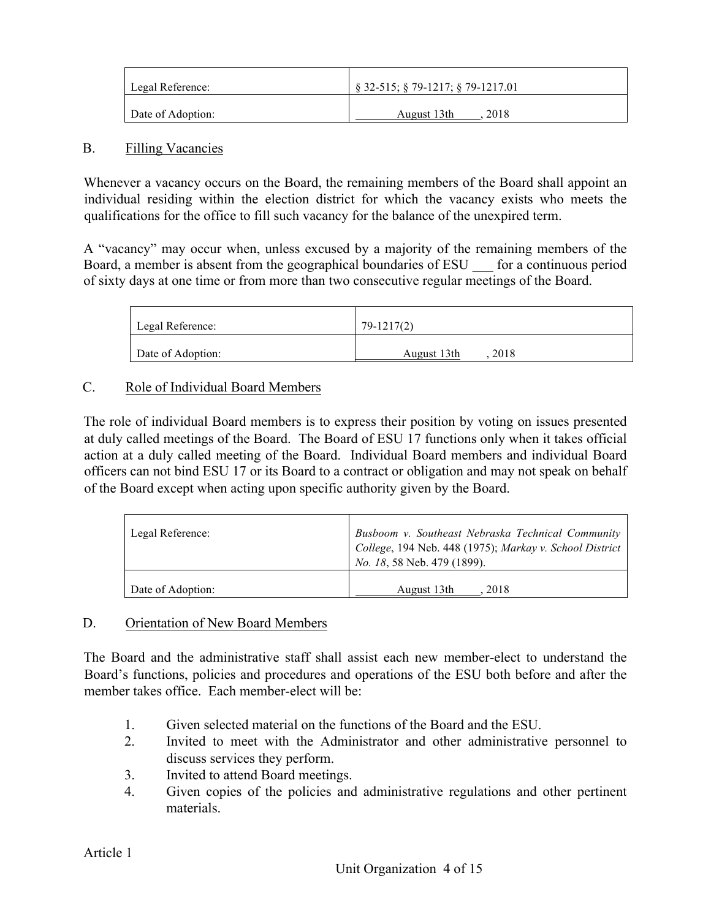| Legal Reference: | § 32-515; § 79-1217; § 79-1217.01 |
|---|---|
| Date of Adoption: | August 13th , 2018 |

B. Filling Vacancies

Whenever a vacancy occurs on the Board, the remaining members of the Board shall appoint an individual residing within the election district for which the vacancy exists who meets the qualifications for the office to fill such vacancy for the balance of the unexpired term.

A "vacancy" may occur when, unless excused by a majority of the remaining members of the Board, a member is absent from the geographical boundaries of ESU ___ for a continuous period of sixty days at one time or from more than two consecutive regular meetings of the Board.

| Legal Reference: | 79-1217(2) |
|---|---|
| Date of Adoption: | August 13th , 2018 |

C. Role of Individual Board Members

The role of individual Board members is to express their position by voting on issues presented at duly called meetings of the Board. The Board of ESU 17 functions only when it takes official action at a duly called meeting of the Board. Individual Board members and individual Board officers can not bind ESU 17 or its Board to a contract or obligation and may not speak on behalf of the Board except when acting upon specific authority given by the Board.

| Legal Reference: | *Busboom v. Southeast Nebraska Technical Community College*, 194 Neb. 448 (1975); *Markay v. School District No. 18*, 58 Neb. 479 (1899). |
|---|---|
| Date of Adoption: | August 13th , 2018 |

D. Orientation of New Board Members

The Board and the administrative staff shall assist each new member-elect to understand the Board's functions, policies and procedures and operations of the ESU both before and after the member takes office. Each member-elect will be:

1. Given selected material on the functions of the Board and the ESU.
2. Invited to meet with the Administrator and other administrative personnel to discuss services they perform.
3. Invited to attend Board meetings.
4. Given copies of the policies and administrative regulations and other pertinent materials.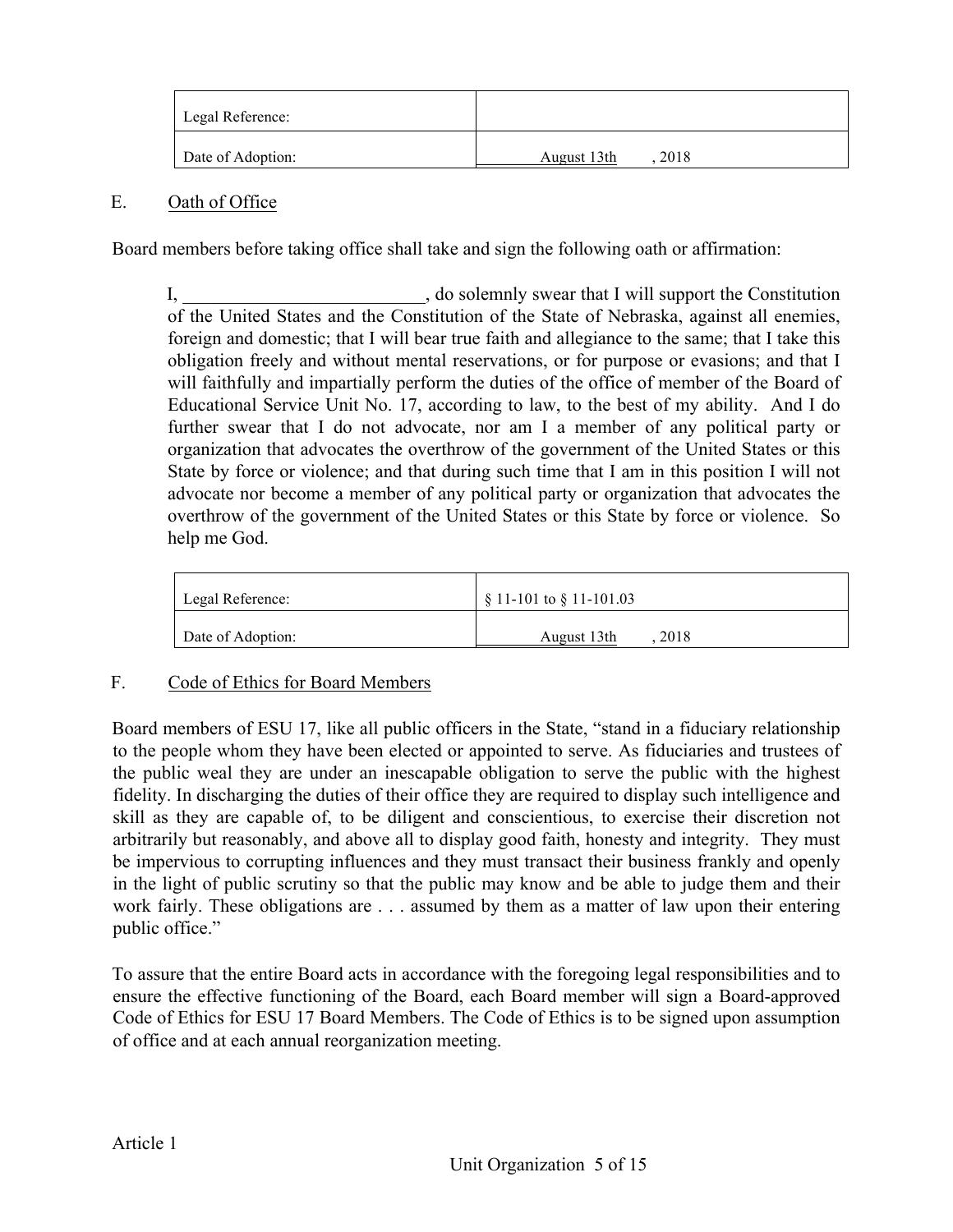| Legal Reference: | |
|---|---|
| Date of Adoption: | August 13th , 2018 |

### E. Oath of Office

Board members before taking office shall take and sign the following oath or affirmation:

> I, __________________________, do solemnly swear that I will support the Constitution of the United States and the Constitution of the State of Nebraska, against all enemies, foreign and domestic; that I will bear true faith and allegiance to the same; that I take this obligation freely and without mental reservations, or for purpose or evasions; and that I will faithfully and impartially perform the duties of the office of member of the Board of Educational Service Unit No. 17, according to law, to the best of my ability. And I do further swear that I do not advocate, nor am I a member of any political party or organization that advocates the overthrow of the government of the United States or this State by force or violence; and that during such time that I am in this position I will not advocate nor become a member of any political party or organization that advocates the overthrow of the government of the United States or this State by force or violence. So help me God.

| Legal Reference: | § 11-101 to § 11-101.03 |
|---|---|
| Date of Adoption: | August 13th , 2018 |

### F. Code of Ethics for Board Members

Board members of ESU 17, like all public officers in the State, "stand in a fiduciary relationship to the people whom they have been elected or appointed to serve. As fiduciaries and trustees of the public weal they are under an inescapable obligation to serve the public with the highest fidelity. In discharging the duties of their office they are required to display such intelligence and skill as they are capable of, to be diligent and conscientious, to exercise their discretion not arbitrarily but reasonably, and above all to display good faith, honesty and integrity. They must be impervious to corrupting influences and they must transact their business frankly and openly in the light of public scrutiny so that the public may know and be able to judge them and their work fairly. These obligations are . . . assumed by them as a matter of law upon their entering public office."

To assure that the entire Board acts in accordance with the foregoing legal responsibilities and to ensure the effective functioning of the Board, each Board member will sign a Board-approved Code of Ethics for ESU 17 Board Members. The Code of Ethics is to be signed upon assumption of office and at each annual reorganization meeting.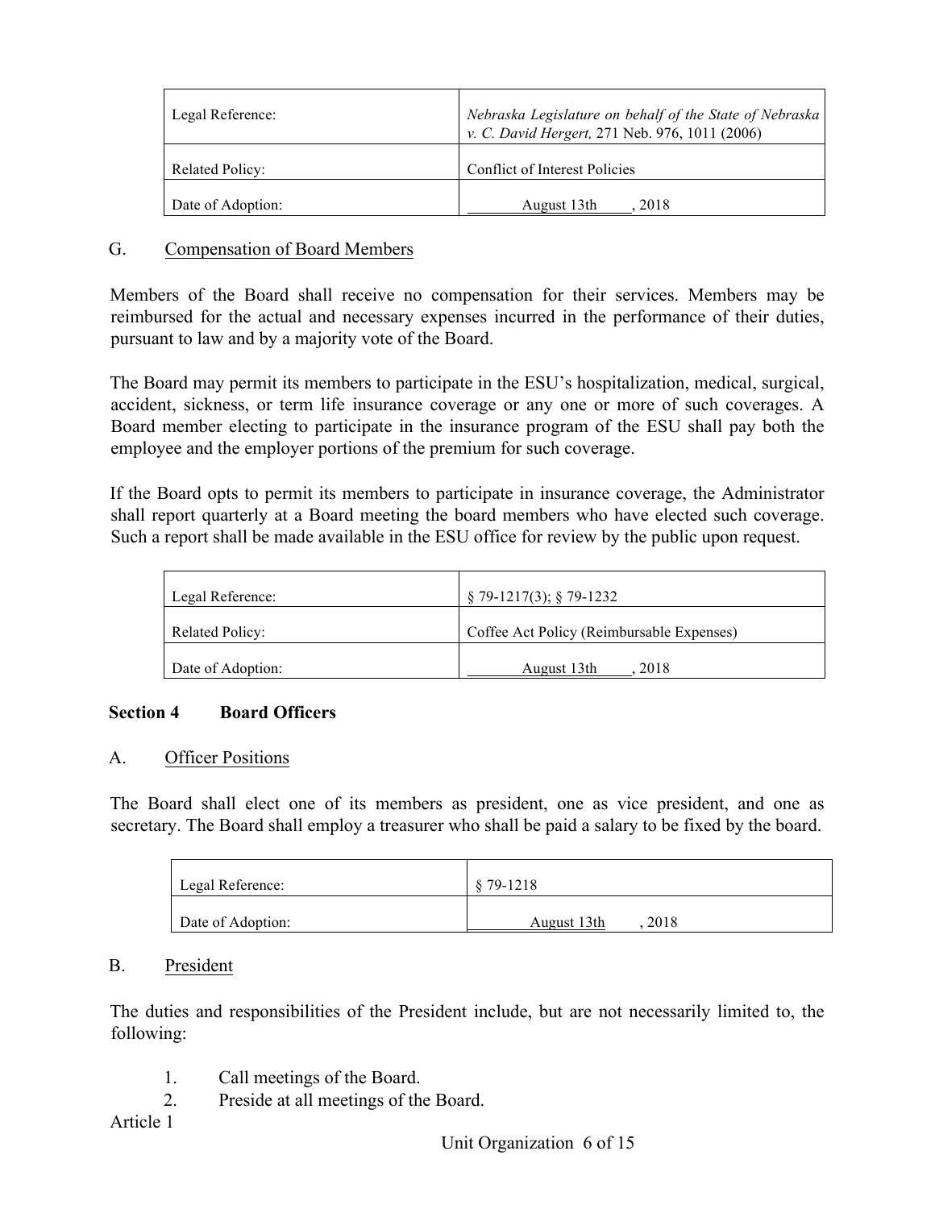| Legal Reference: | *Nebraska Legislature on behalf of the State of Nebraska v. C. David Hergert,* 271 Neb. 976, 1011 (2006) |
|---|---|
| Related Policy: | Conflict of Interest Policies |
| Date of Adoption: | August 13th , 2018 |

G. Compensation of Board Members

Members of the Board shall receive no compensation for their services. Members may be reimbursed for the actual and necessary expenses incurred in the performance of their duties, pursuant to law and by a majority vote of the Board.

The Board may permit its members to participate in the ESU's hospitalization, medical, surgical, accident, sickness, or term life insurance coverage or any one or more of such coverages. A Board member electing to participate in the insurance program of the ESU shall pay both the employee and the employer portions of the premium for such coverage.

If the Board opts to permit its members to participate in insurance coverage, the Administrator shall report quarterly at a Board meeting the board members who have elected such coverage. Such a report shall be made available in the ESU office for review by the public upon request.

| Legal Reference: | § 79-1217(3); § 79-1232 |
|---|---|
| Related Policy: | Coffee Act Policy (Reimbursable Expenses) |
| Date of Adoption: | August 13th , 2018 |

**Section 4 Board Officers**

A. Officer Positions

The Board shall elect one of its members as president, one as vice president, and one as secretary. The Board shall employ a treasurer who shall be paid a salary to be fixed by the board.

| Legal Reference: | § 79-1218 |
|---|---|
| Date of Adoption: | August 13th , 2018 |

B. President

The duties and responsibilities of the President include, but are not necessarily limited to, the following:

1. Call meetings of the Board.
2. Preside at all meetings of the Board.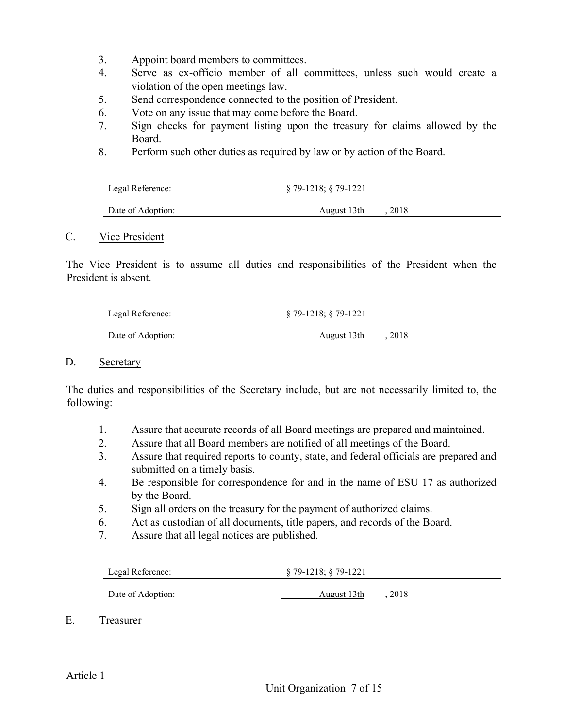3. Appoint board members to committees.
4. Serve as ex-officio member of all committees, unless such would create a violation of the open meetings law.
5. Send correspondence connected to the position of President.
6. Vote on any issue that may come before the Board.
7. Sign checks for payment listing upon the treasury for claims allowed by the Board.
8. Perform such other duties as required by law or by action of the Board.

| Legal Reference: | § 79-1218; § 79-1221 |
|---|---|
| Date of Adoption: | August 13th , 2018 |

C. Vice President

The Vice President is to assume all duties and responsibilities of the President when the President is absent.

| Legal Reference: | § 79-1218; § 79-1221 |
|---|---|
| Date of Adoption: | August 13th , 2018 |

D. Secretary

The duties and responsibilities of the Secretary include, but are not necessarily limited to, the following:

1. Assure that accurate records of all Board meetings are prepared and maintained.
2. Assure that all Board members are notified of all meetings of the Board.
3. Assure that required reports to county, state, and federal officials are prepared and submitted on a timely basis.
4. Be responsible for correspondence for and in the name of ESU 17 as authorized by the Board.
5. Sign all orders on the treasury for the payment of authorized claims.
6. Act as custodian of all documents, title papers, and records of the Board.
7. Assure that all legal notices are published.

| Legal Reference: | § 79-1218; § 79-1221 |
|---|---|
| Date of Adoption: | August 13th , 2018 |

E. Treasurer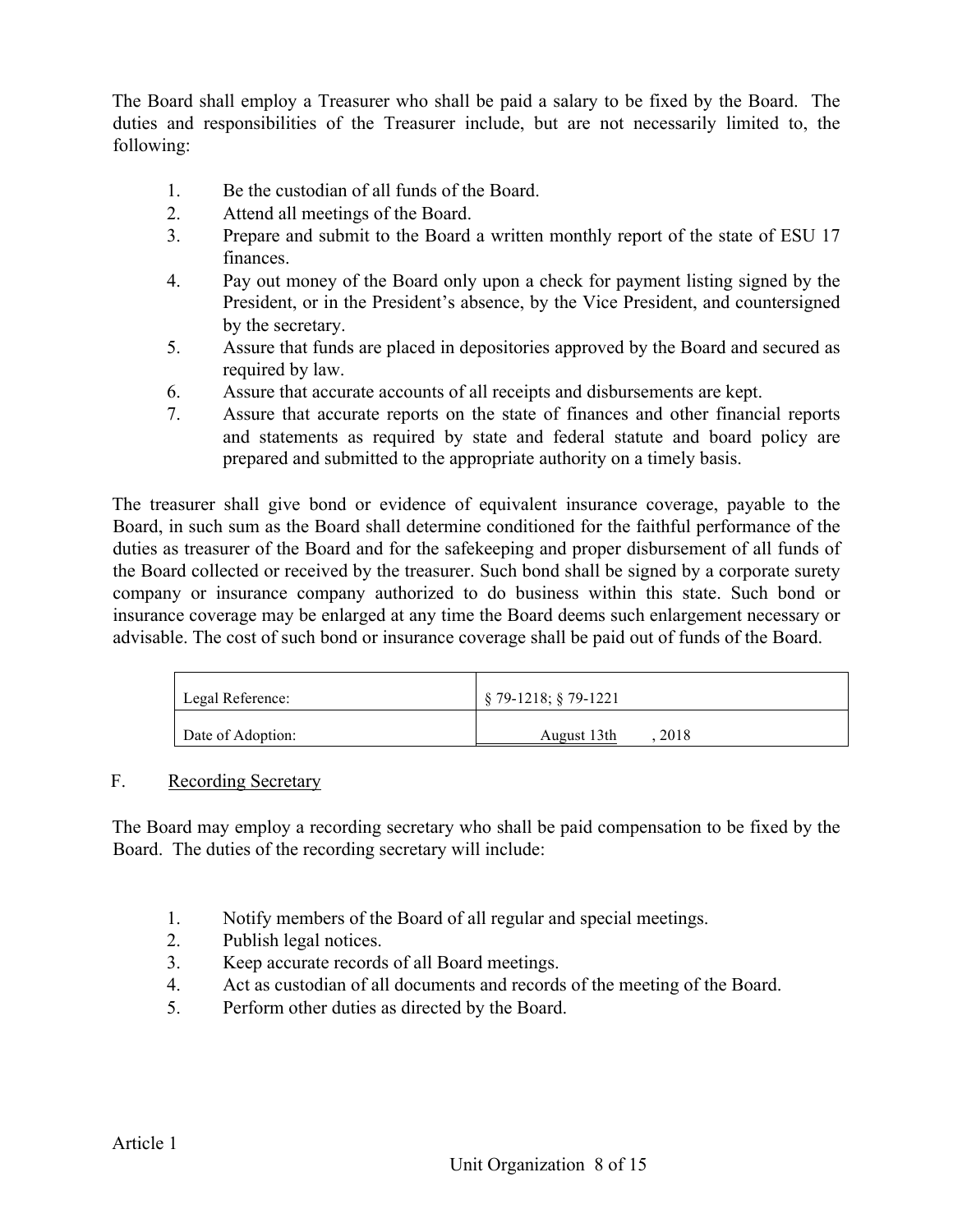The Board shall employ a Treasurer who shall be paid a salary to be fixed by the Board. The duties and responsibilities of the Treasurer include, but are not necessarily limited to, the following:

1. Be the custodian of all funds of the Board.
2. Attend all meetings of the Board.
3. Prepare and submit to the Board a written monthly report of the state of ESU 17 finances.
4. Pay out money of the Board only upon a check for payment listing signed by the President, or in the President's absence, by the Vice President, and countersigned by the secretary.
5. Assure that funds are placed in depositories approved by the Board and secured as required by law.
6. Assure that accurate accounts of all receipts and disbursements are kept.
7. Assure that accurate reports on the state of finances and other financial reports and statements as required by state and federal statute and board policy are prepared and submitted to the appropriate authority on a timely basis.

The treasurer shall give bond or evidence of equivalent insurance coverage, payable to the Board, in such sum as the Board shall determine conditioned for the faithful performance of the duties as treasurer of the Board and for the safekeeping and proper disbursement of all funds of the Board collected or received by the treasurer. Such bond shall be signed by a corporate surety company or insurance company authorized to do business within this state. Such bond or insurance coverage may be enlarged at any time the Board deems such enlargement necessary or advisable. The cost of such bond or insurance coverage shall be paid out of funds of the Board.

| Legal Reference: | § 79-1218; § 79-1221 |
|---|---|
| Date of Adoption: | August 13th , 2018 |

## F. Recording Secretary

The Board may employ a recording secretary who shall be paid compensation to be fixed by the Board. The duties of the recording secretary will include:

1. Notify members of the Board of all regular and special meetings.
2. Publish legal notices.
3. Keep accurate records of all Board meetings.
4. Act as custodian of all documents and records of the meeting of the Board.
5. Perform other duties as directed by the Board.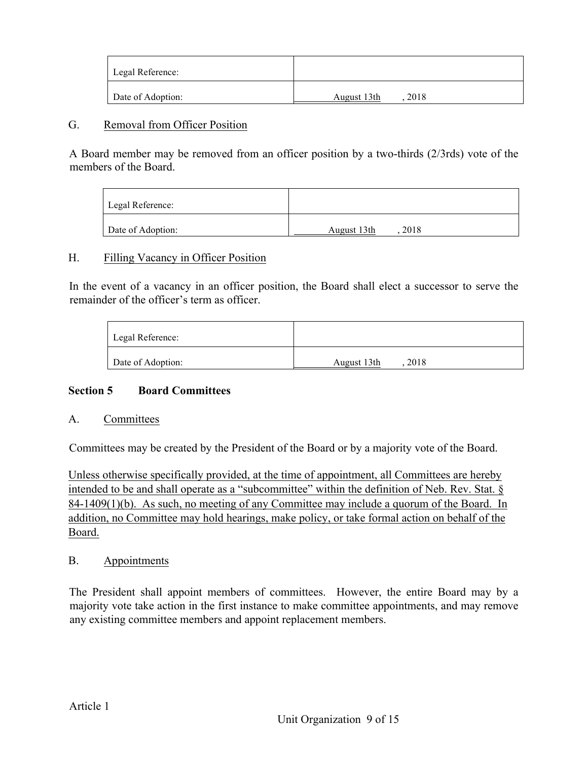| Legal Reference: | |
| --- | --- |
| Date of Adoption: | August 13th , 2018 |

G. Removal from Officer Position

A Board member may be removed from an officer position by a two-thirds (2/3rds) vote of the members of the Board.

| Legal Reference: | |
| --- | --- |
| Date of Adoption: | August 13th , 2018 |

H. Filling Vacancy in Officer Position

In the event of a vacancy in an officer position, the Board shall elect a successor to serve the remainder of the officer's term as officer.

| Legal Reference: | |
| --- | --- |
| Date of Adoption: | August 13th , 2018 |

**Section 5 Board Committees**

A. Committees

Committees may be created by the President of the Board or by a majority vote of the Board.

Unless otherwise specifically provided, at the time of appointment, all Committees are hereby intended to be and shall operate as a "subcommittee" within the definition of Neb. Rev. Stat. § 84-1409(1)(b). As such, no meeting of any Committee may include a quorum of the Board. In addition, no Committee may hold hearings, make policy, or take formal action on behalf of the Board.

B. Appointments

The President shall appoint members of committees. However, the entire Board may by a majority vote take action in the first instance to make committee appointments, and may remove any existing committee members and appoint replacement members.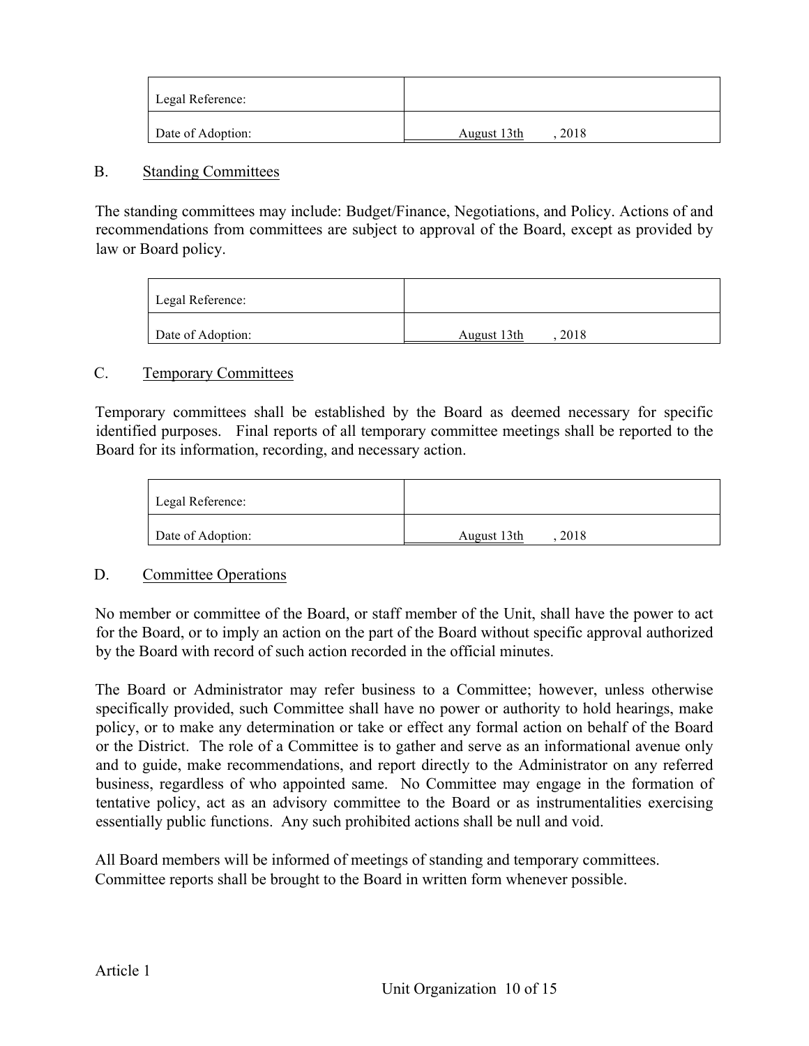| Legal Reference: | |
|---|---|
| Date of Adoption: | August 13th , 2018 |

B. Standing Committees

The standing committees may include: Budget/Finance, Negotiations, and Policy. Actions of and recommendations from committees are subject to approval of the Board, except as provided by law or Board policy.

| Legal Reference: | |
|---|---|
| Date of Adoption: | August 13th , 2018 |

C. Temporary Committees

Temporary committees shall be established by the Board as deemed necessary for specific identified purposes. Final reports of all temporary committee meetings shall be reported to the Board for its information, recording, and necessary action.

| Legal Reference: | |
|---|---|
| Date of Adoption: | August 13th , 2018 |

D. Committee Operations

No member or committee of the Board, or staff member of the Unit, shall have the power to act for the Board, or to imply an action on the part of the Board without specific approval authorized by the Board with record of such action recorded in the official minutes.

The Board or Administrator may refer business to a Committee; however, unless otherwise specifically provided, such Committee shall have no power or authority to hold hearings, make policy, or to make any determination or take or effect any formal action on behalf of the Board or the District. The role of a Committee is to gather and serve as an informational avenue only and to guide, make recommendations, and report directly to the Administrator on any referred business, regardless of who appointed same. No Committee may engage in the formation of tentative policy, act as an advisory committee to the Board or as instrumentalities exercising essentially public functions. Any such prohibited actions shall be null and void.

All Board members will be informed of meetings of standing and temporary committees. Committee reports shall be brought to the Board in written form whenever possible.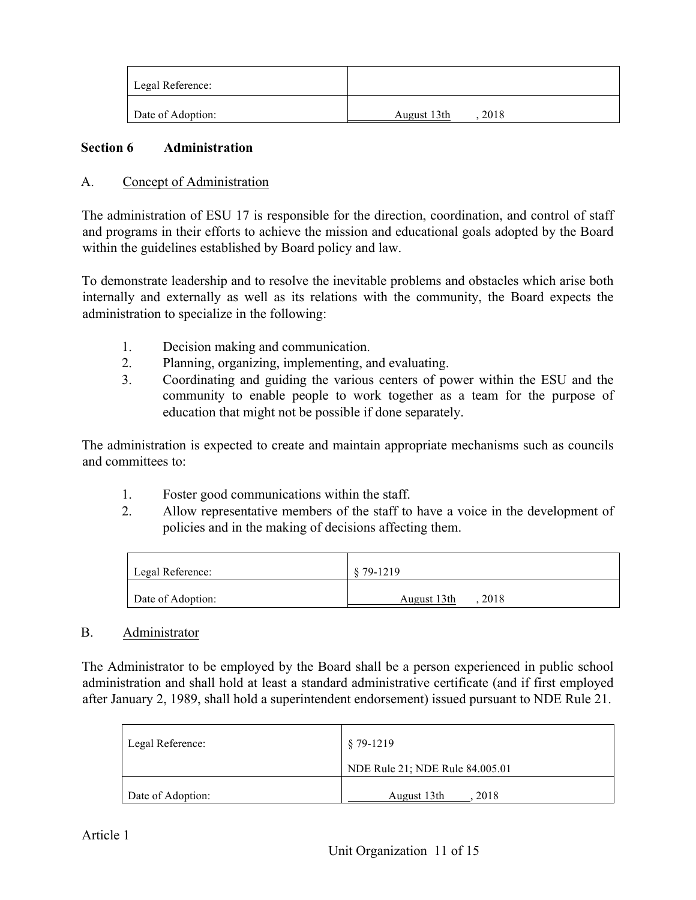| Legal Reference: | |
|---|---|
| Date of Adoption: | August 13th , 2018 |

**Section 6 Administration**

A. Concept of Administration

The administration of ESU 17 is responsible for the direction, coordination, and control of staff and programs in their efforts to achieve the mission and educational goals adopted by the Board within the guidelines established by Board policy and law.

To demonstrate leadership and to resolve the inevitable problems and obstacles which arise both internally and externally as well as its relations with the community, the Board expects the administration to specialize in the following:

1. Decision making and communication.
2. Planning, organizing, implementing, and evaluating.
3. Coordinating and guiding the various centers of power within the ESU and the community to enable people to work together as a team for the purpose of education that might not be possible if done separately.

The administration is expected to create and maintain appropriate mechanisms such as councils and committees to:

1. Foster good communications within the staff.
2. Allow representative members of the staff to have a voice in the development of policies and in the making of decisions affecting them.

| Legal Reference: | § 79-1219 |
|---|---|
| Date of Adoption: | August 13th , 2018 |

B. Administrator

The Administrator to be employed by the Board shall be a person experienced in public school administration and shall hold at least a standard administrative certificate (and if first employed after January 2, 1989, shall hold a superintendent endorsement) issued pursuant to NDE Rule 21.

| Legal Reference: | § 79-1219<br>NDE Rule 21; NDE Rule 84.005.01 |
|---|---|
| Date of Adoption: | August 13th , 2018 |

Article 1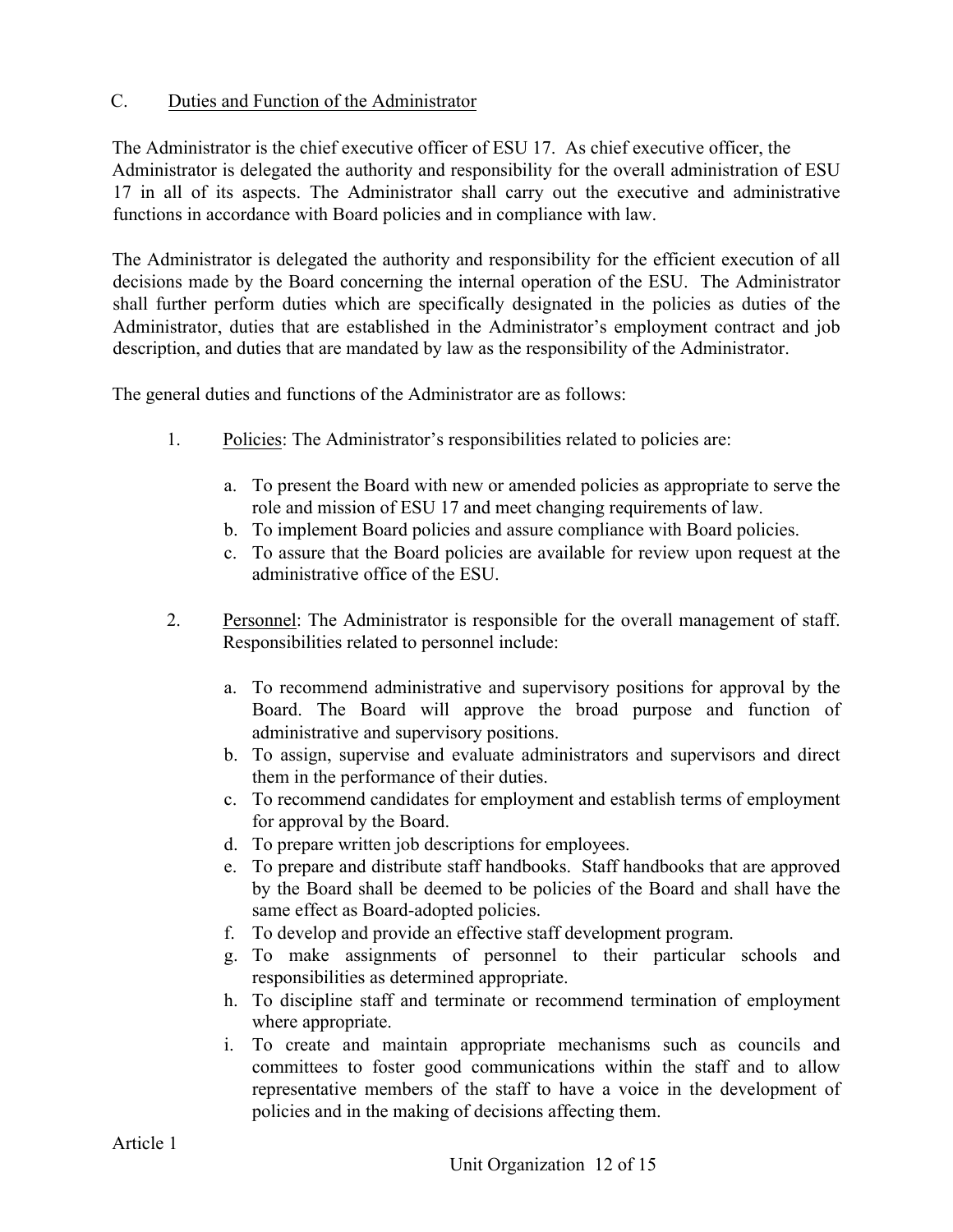### C. Duties and Function of the Administrator

The Administrator is the chief executive officer of ESU 17. As chief executive officer, the Administrator is delegated the authority and responsibility for the overall administration of ESU 17 in all of its aspects. The Administrator shall carry out the executive and administrative functions in accordance with Board policies and in compliance with law.

The Administrator is delegated the authority and responsibility for the efficient execution of all decisions made by the Board concerning the internal operation of the ESU. The Administrator shall further perform duties which are specifically designated in the policies as duties of the Administrator, duties that are established in the Administrator's employment contract and job description, and duties that are mandated by law as the responsibility of the Administrator.

The general duties and functions of the Administrator are as follows:

1. Policies: The Administrator's responsibilities related to policies are:

   a. To present the Board with new or amended policies as appropriate to serve the role and mission of ESU 17 and meet changing requirements of law.
   b. To implement Board policies and assure compliance with Board policies.
   c. To assure that the Board policies are available for review upon request at the administrative office of the ESU.

2. Personnel: The Administrator is responsible for the overall management of staff. Responsibilities related to personnel include:

   a. To recommend administrative and supervisory positions for approval by the Board. The Board will approve the broad purpose and function of administrative and supervisory positions.
   b. To assign, supervise and evaluate administrators and supervisors and direct them in the performance of their duties.
   c. To recommend candidates for employment and establish terms of employment for approval by the Board.
   d. To prepare written job descriptions for employees.
   e. To prepare and distribute staff handbooks. Staff handbooks that are approved by the Board shall be deemed to be policies of the Board and shall have the same effect as Board-adopted policies.
   f. To develop and provide an effective staff development program.
   g. To make assignments of personnel to their particular schools and responsibilities as determined appropriate.
   h. To discipline staff and terminate or recommend termination of employment where appropriate.
   i. To create and maintain appropriate mechanisms such as councils and committees to foster good communications within the staff and to allow representative members of the staff to have a voice in the development of policies and in the making of decisions affecting them.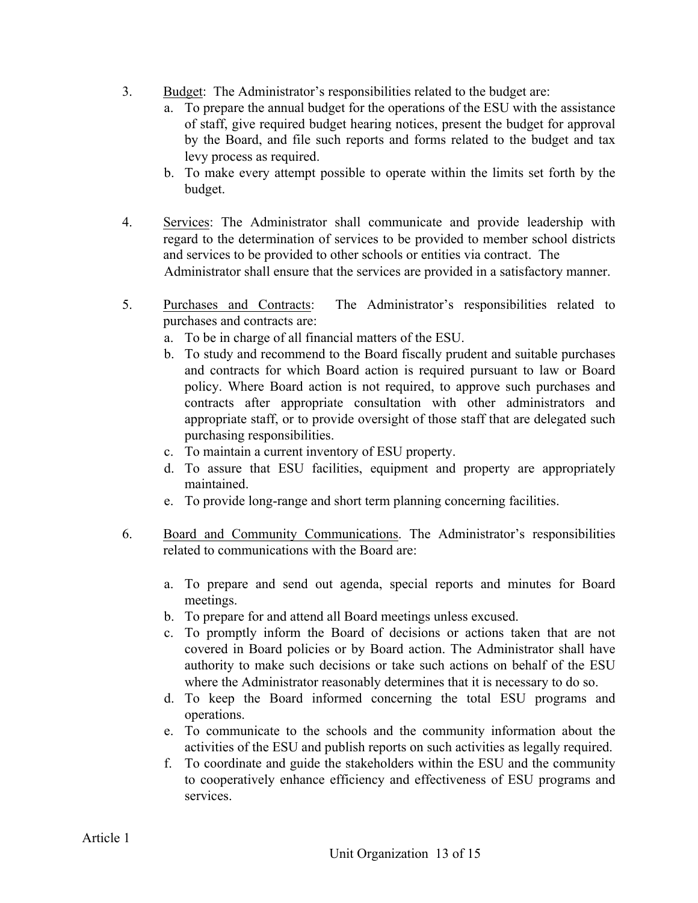3. <u>Budget</u>: The Administrator's responsibilities related to the budget are:
   a. To prepare the annual budget for the operations of the ESU with the assistance of staff, give required budget hearing notices, present the budget for approval by the Board, and file such reports and forms related to the budget and tax levy process as required.
   b. To make every attempt possible to operate within the limits set forth by the budget.

4. <u>Services</u>: The Administrator shall communicate and provide leadership with regard to the determination of services to be provided to member school districts and services to be provided to other schools or entities via contract. The Administrator shall ensure that the services are provided in a satisfactory manner.

5. <u>Purchases and Contracts</u>: The Administrator's responsibilities related to purchases and contracts are:
   a. To be in charge of all financial matters of the ESU.
   b. To study and recommend to the Board fiscally prudent and suitable purchases and contracts for which Board action is required pursuant to law or Board policy. Where Board action is not required, to approve such purchases and contracts after appropriate consultation with other administrators and appropriate staff, or to provide oversight of those staff that are delegated such purchasing responsibilities.
   c. To maintain a current inventory of ESU property.
   d. To assure that ESU facilities, equipment and property are appropriately maintained.
   e. To provide long-range and short term planning concerning facilities.

6. <u>Board and Community Communications</u>. The Administrator's responsibilities related to communications with the Board are:

   a. To prepare and send out agenda, special reports and minutes for Board meetings.
   b. To prepare for and attend all Board meetings unless excused.
   c. To promptly inform the Board of decisions or actions taken that are not covered in Board policies or by Board action. The Administrator shall have authority to make such decisions or take such actions on behalf of the ESU where the Administrator reasonably determines that it is necessary to do so.
   d. To keep the Board informed concerning the total ESU programs and operations.
   e. To communicate to the schools and the community information about the activities of the ESU and publish reports on such activities as legally required.
   f. To coordinate and guide the stakeholders within the ESU and the community to cooperatively enhance efficiency and effectiveness of ESU programs and services.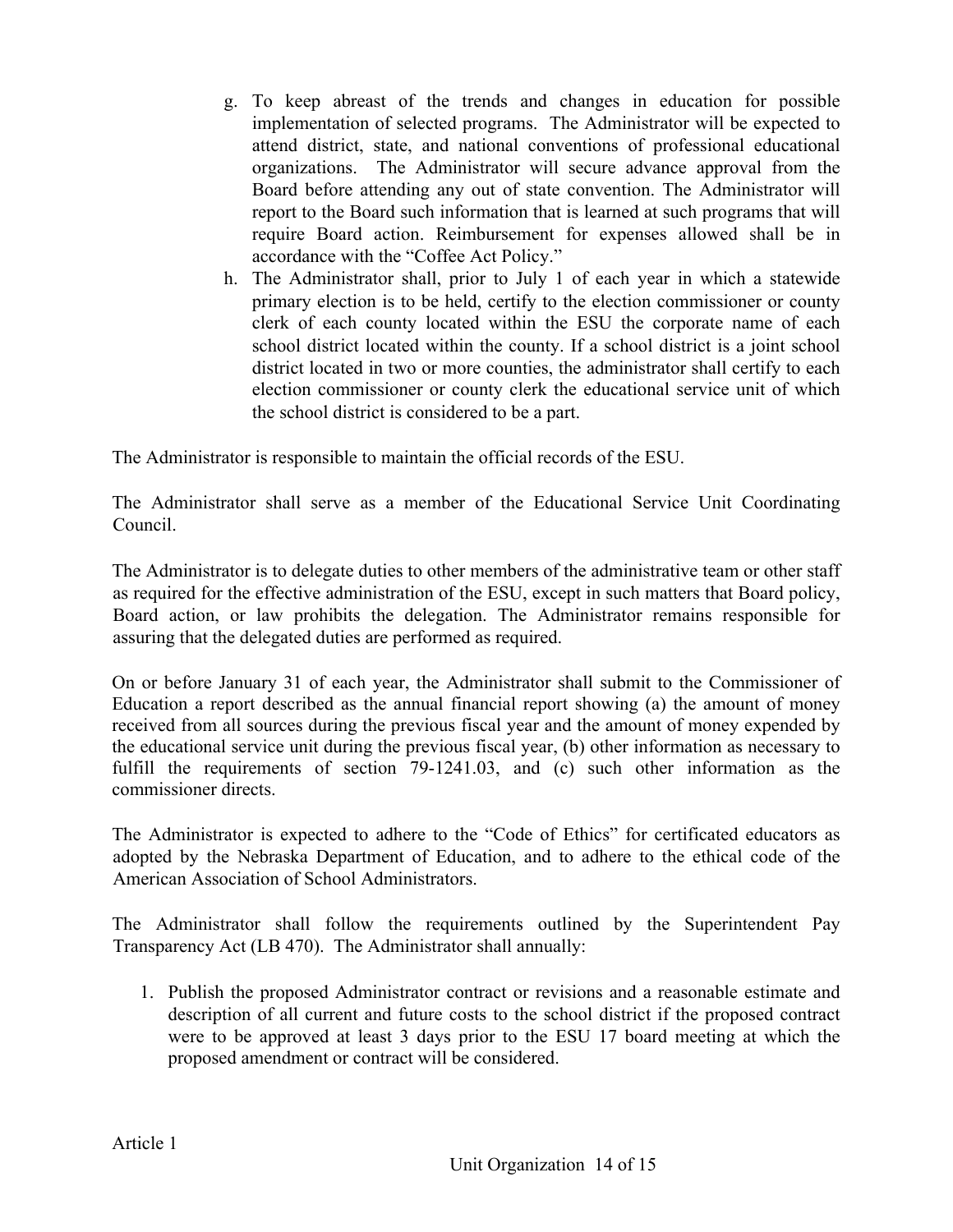g. To keep abreast of the trends and changes in education for possible implementation of selected programs. The Administrator will be expected to attend district, state, and national conventions of professional educational organizations. The Administrator will secure advance approval from the Board before attending any out of state convention. The Administrator will report to the Board such information that is learned at such programs that will require Board action. Reimbursement for expenses allowed shall be in accordance with the "Coffee Act Policy."
h. The Administrator shall, prior to July 1 of each year in which a statewide primary election is to be held, certify to the election commissioner or county clerk of each county located within the ESU the corporate name of each school district located within the county. If a school district is a joint school district located in two or more counties, the administrator shall certify to each election commissioner or county clerk the educational service unit of which the school district is considered to be a part.

The Administrator is responsible to maintain the official records of the ESU.

The Administrator shall serve as a member of the Educational Service Unit Coordinating Council.

The Administrator is to delegate duties to other members of the administrative team or other staff as required for the effective administration of the ESU, except in such matters that Board policy, Board action, or law prohibits the delegation. The Administrator remains responsible for assuring that the delegated duties are performed as required.

On or before January 31 of each year, the Administrator shall submit to the Commissioner of Education a report described as the annual financial report showing (a) the amount of money received from all sources during the previous fiscal year and the amount of money expended by the educational service unit during the previous fiscal year, (b) other information as necessary to fulfill the requirements of section 79-1241.03, and (c) such other information as the commissioner directs.

The Administrator is expected to adhere to the "Code of Ethics" for certificated educators as adopted by the Nebraska Department of Education, and to adhere to the ethical code of the American Association of School Administrators.

The Administrator shall follow the requirements outlined by the Superintendent Pay Transparency Act (LB 470). The Administrator shall annually:

1. Publish the proposed Administrator contract or revisions and a reasonable estimate and description of all current and future costs to the school district if the proposed contract were to be approved at least 3 days prior to the ESU 17 board meeting at which the proposed amendment or contract will be considered.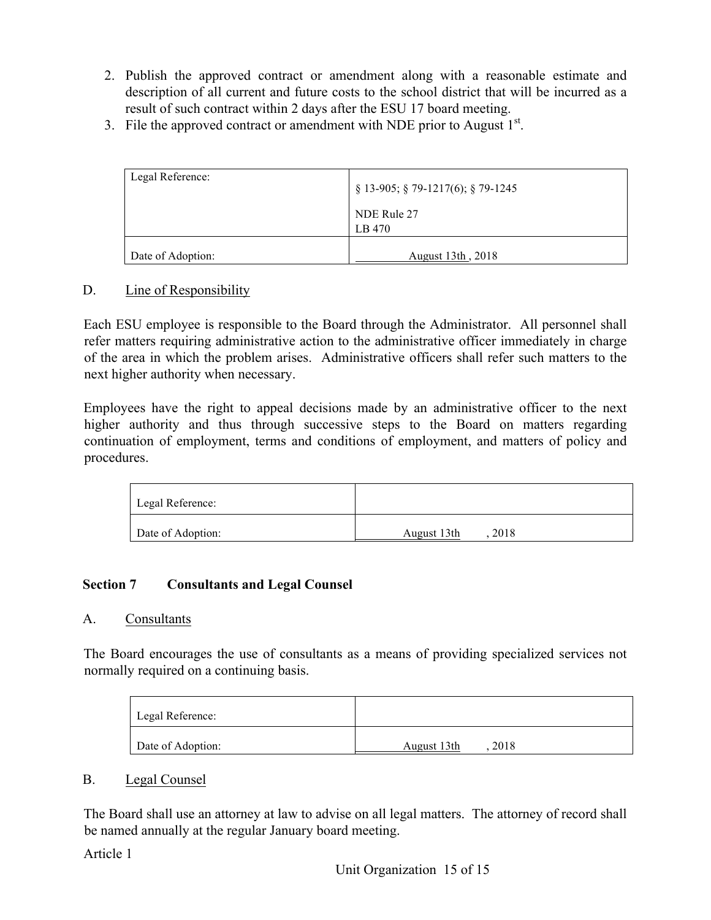2. Publish the approved contract or amendment along with a reasonable estimate and description of all current and future costs to the school district that will be incurred as a result of such contract within 2 days after the ESU 17 board meeting.
3. File the approved contract or amendment with NDE prior to August 1st.

| Legal Reference: | § 13-905; § 79-1217(6); § 79-1245<br><br>NDE Rule 27<br>LB 470 |
|---|---|
| Date of Adoption: | August 13th , 2018 |

D. Line of Responsibility

Each ESU employee is responsible to the Board through the Administrator. All personnel shall refer matters requiring administrative action to the administrative officer immediately in charge of the area in which the problem arises. Administrative officers shall refer such matters to the next higher authority when necessary.

Employees have the right to appeal decisions made by an administrative officer to the next higher authority and thus through successive steps to the Board on matters regarding continuation of employment, terms and conditions of employment, and matters of policy and procedures.

| Legal Reference: | |
|---|---|
| Date of Adoption: | August 13th , 2018 |

## Section 7 Consultants and Legal Counsel

A. Consultants

The Board encourages the use of consultants as a means of providing specialized services not normally required on a continuing basis.

| Legal Reference: | |
|---|---|
| Date of Adoption: | August 13th , 2018 |

B. Legal Counsel

The Board shall use an attorney at law to advise on all legal matters. The attorney of record shall be named annually at the regular January board meeting.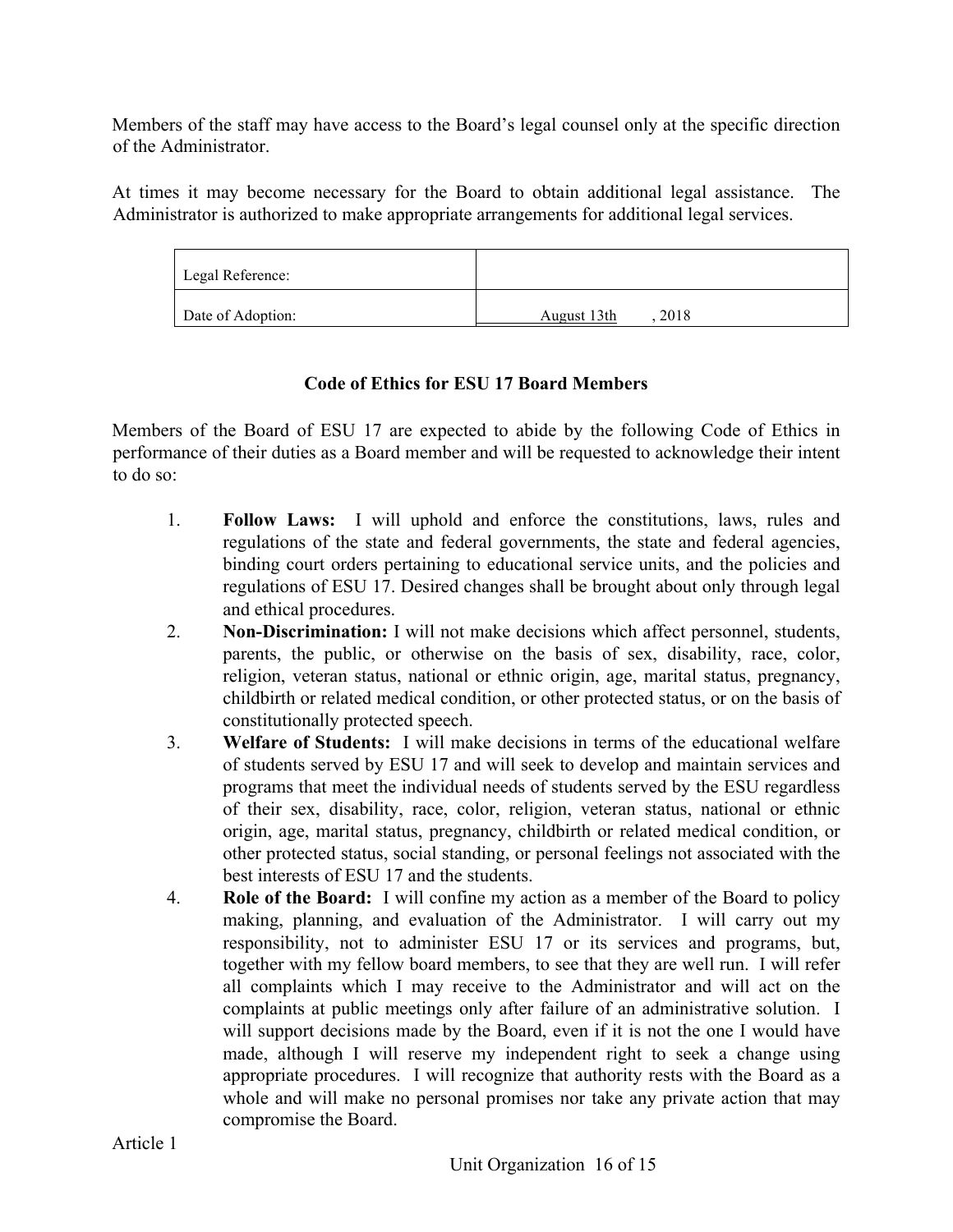Members of the staff may have access to the Board's legal counsel only at the specific direction of the Administrator.

At times it may become necessary for the Board to obtain additional legal assistance. The Administrator is authorized to make appropriate arrangements for additional legal services.

| Legal Reference: | |
|---|---|
| Date of Adoption: | August 13th , 2018 |

### Code of Ethics for ESU 17 Board Members

Members of the Board of ESU 17 are expected to abide by the following Code of Ethics in performance of their duties as a Board member and will be requested to acknowledge their intent to do so:

1. **Follow Laws:** I will uphold and enforce the constitutions, laws, rules and regulations of the state and federal governments, the state and federal agencies, binding court orders pertaining to educational service units, and the policies and regulations of ESU 17. Desired changes shall be brought about only through legal and ethical procedures.
2. **Non-Discrimination:** I will not make decisions which affect personnel, students, parents, the public, or otherwise on the basis of sex, disability, race, color, religion, veteran status, national or ethnic origin, age, marital status, pregnancy, childbirth or related medical condition, or other protected status, or on the basis of constitutionally protected speech.
3. **Welfare of Students:** I will make decisions in terms of the educational welfare of students served by ESU 17 and will seek to develop and maintain services and programs that meet the individual needs of students served by the ESU regardless of their sex, disability, race, color, religion, veteran status, national or ethnic origin, age, marital status, pregnancy, childbirth or related medical condition, or other protected status, social standing, or personal feelings not associated with the best interests of ESU 17 and the students.
4. **Role of the Board:** I will confine my action as a member of the Board to policy making, planning, and evaluation of the Administrator. I will carry out my responsibility, not to administer ESU 17 or its services and programs, but, together with my fellow board members, to see that they are well run. I will refer all complaints which I may receive to the Administrator and will act on the complaints at public meetings only after failure of an administrative solution. I will support decisions made by the Board, even if it is not the one I would have made, although I will reserve my independent right to seek a change using appropriate procedures. I will recognize that authority rests with the Board as a whole and will make no personal promises nor take any private action that may compromise the Board.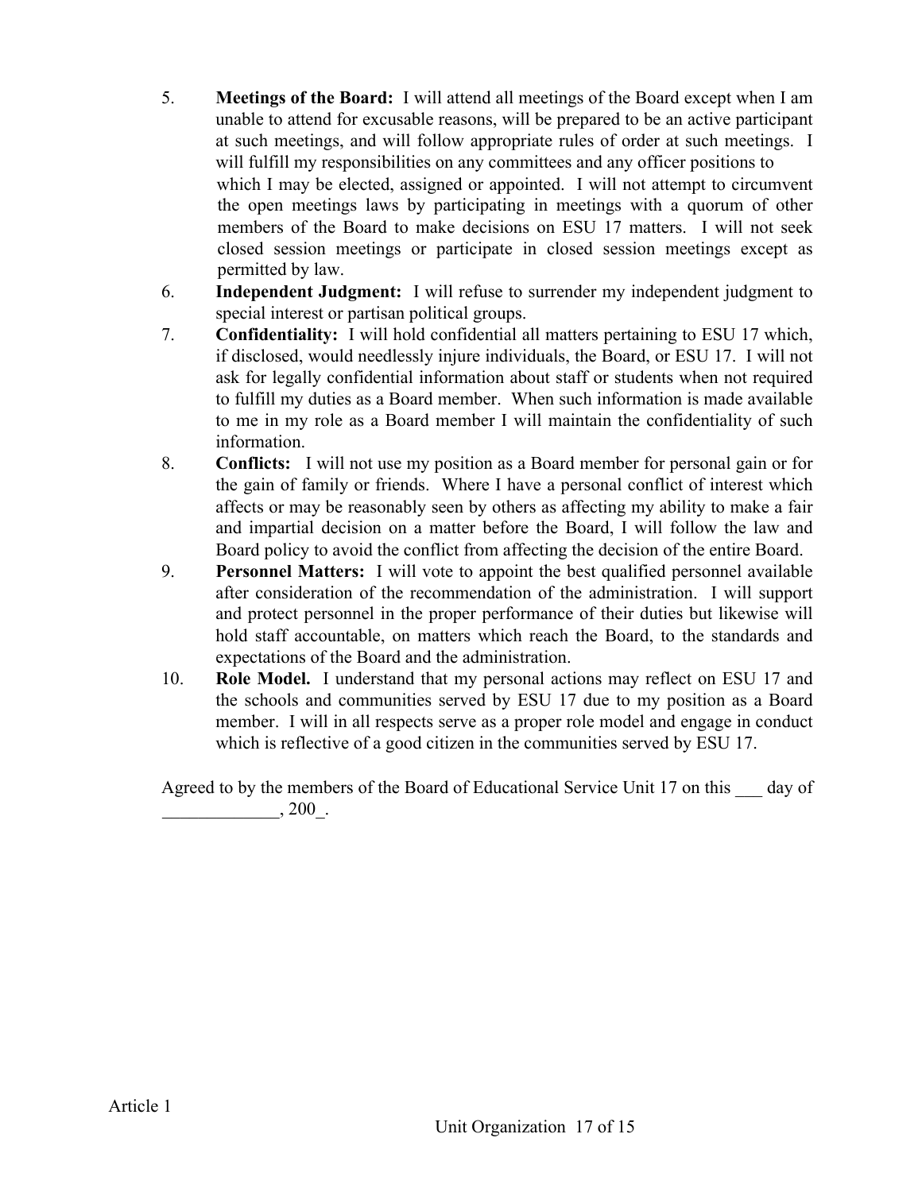5. **Meetings of the Board:** I will attend all meetings of the Board except when I am unable to attend for excusable reasons, will be prepared to be an active participant at such meetings, and will follow appropriate rules of order at such meetings. I will fulfill my responsibilities on any committees and any officer positions to which I may be elected, assigned or appointed. I will not attempt to circumvent the open meetings laws by participating in meetings with a quorum of other members of the Board to make decisions on ESU 17 matters. I will not seek closed session meetings or participate in closed session meetings except as permitted by law.
6. **Independent Judgment:** I will refuse to surrender my independent judgment to special interest or partisan political groups.
7. **Confidentiality:** I will hold confidential all matters pertaining to ESU 17 which, if disclosed, would needlessly injure individuals, the Board, or ESU 17. I will not ask for legally confidential information about staff or students when not required to fulfill my duties as a Board member. When such information is made available to me in my role as a Board member I will maintain the confidentiality of such information.
8. **Conflicts:** I will not use my position as a Board member for personal gain or for the gain of family or friends. Where I have a personal conflict of interest which affects or may be reasonably seen by others as affecting my ability to make a fair and impartial decision on a matter before the Board, I will follow the law and Board policy to avoid the conflict from affecting the decision of the entire Board.
9. **Personnel Matters:** I will vote to appoint the best qualified personnel available after consideration of the recommendation of the administration. I will support and protect personnel in the proper performance of their duties but likewise will hold staff accountable, on matters which reach the Board, to the standards and expectations of the Board and the administration.
10. **Role Model.** I understand that my personal actions may reflect on ESU 17 and the schools and communities served by ESU 17 due to my position as a Board member. I will in all respects serve as a proper role model and engage in conduct which is reflective of a good citizen in the communities served by ESU 17.

Agreed to by the members of the Board of Educational Service Unit 17 on this ___ day of _____________, 200_.